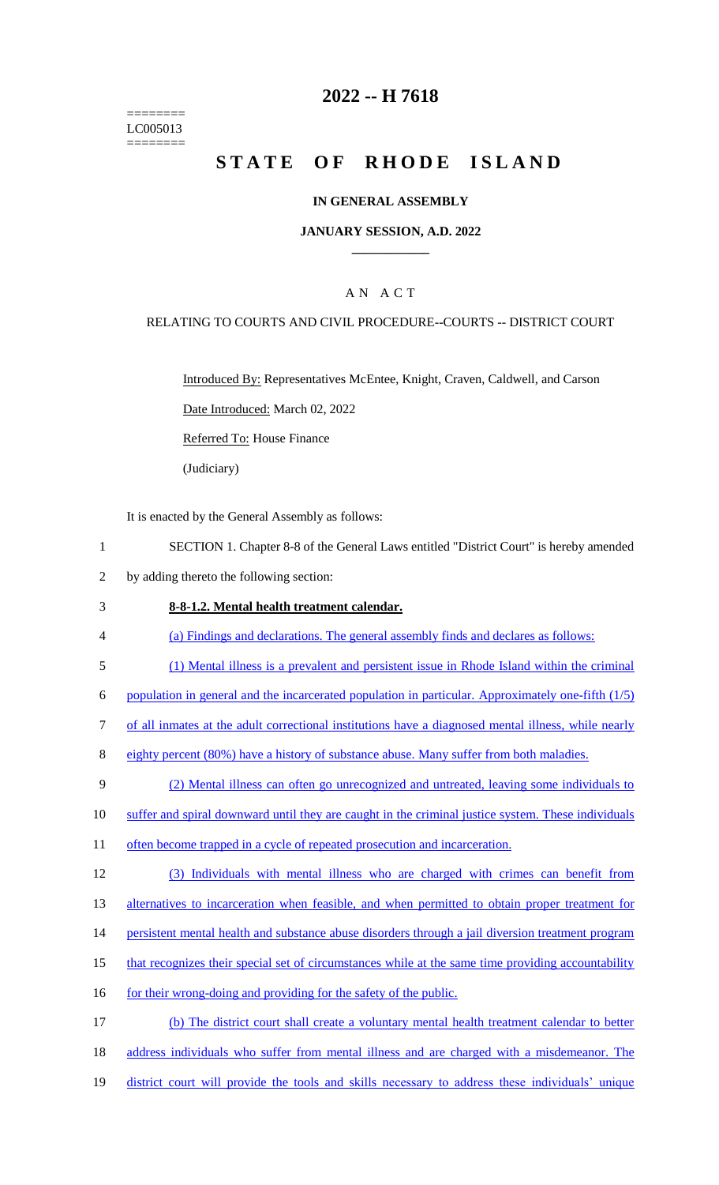========
LC005013
========

# 2022 -- H 7618

# STATE OF RHODE ISLAND

## IN GENERAL ASSEMBLY

### JANUARY SESSION, A.D. 2022

## A N A C T

### RELATING TO COURTS AND CIVIL PROCEDURE--COURTS -- DISTRICT COURT

Introduced By: Representatives McEntee, Knight, Craven, Caldwell, and Carson

Date Introduced: March 02, 2022

Referred To: House Finance

(Judiciary)

It is enacted by the General Assembly as follows:

1 SECTION 1. Chapter 8-8 of the General Laws entitled "District Court" is hereby amended
2 by adding thereto the following section:

3 **8-8-1.2. Mental health treatment calendar.**

4 (a) Findings and declarations. The general assembly finds and declares as follows:

5 (1) Mental illness is a prevalent and persistent issue in Rhode Island within the criminal
6 population in general and the incarcerated population in particular. Approximately one-fifth (1/5)
7 of all inmates at the adult correctional institutions have a diagnosed mental illness, while nearly
8 eighty percent (80%) have a history of substance abuse. Many suffer from both maladies.

9 (2) Mental illness can often go unrecognized and untreated, leaving some individuals to
10 suffer and spiral downward until they are caught in the criminal justice system. These individuals
11 often become trapped in a cycle of repeated prosecution and incarceration.

12 (3) Individuals with mental illness who are charged with crimes can benefit from
13 alternatives to incarceration when feasible, and when permitted to obtain proper treatment for
14 persistent mental health and substance abuse disorders through a jail diversion treatment program
15 that recognizes their special set of circumstances while at the same time providing accountability
16 for their wrong-doing and providing for the safety of the public.

17 (b) The district court shall create a voluntary mental health treatment calendar to better
18 address individuals who suffer from mental illness and are charged with a misdemeanor. The
19 district court will provide the tools and skills necessary to address these individuals' unique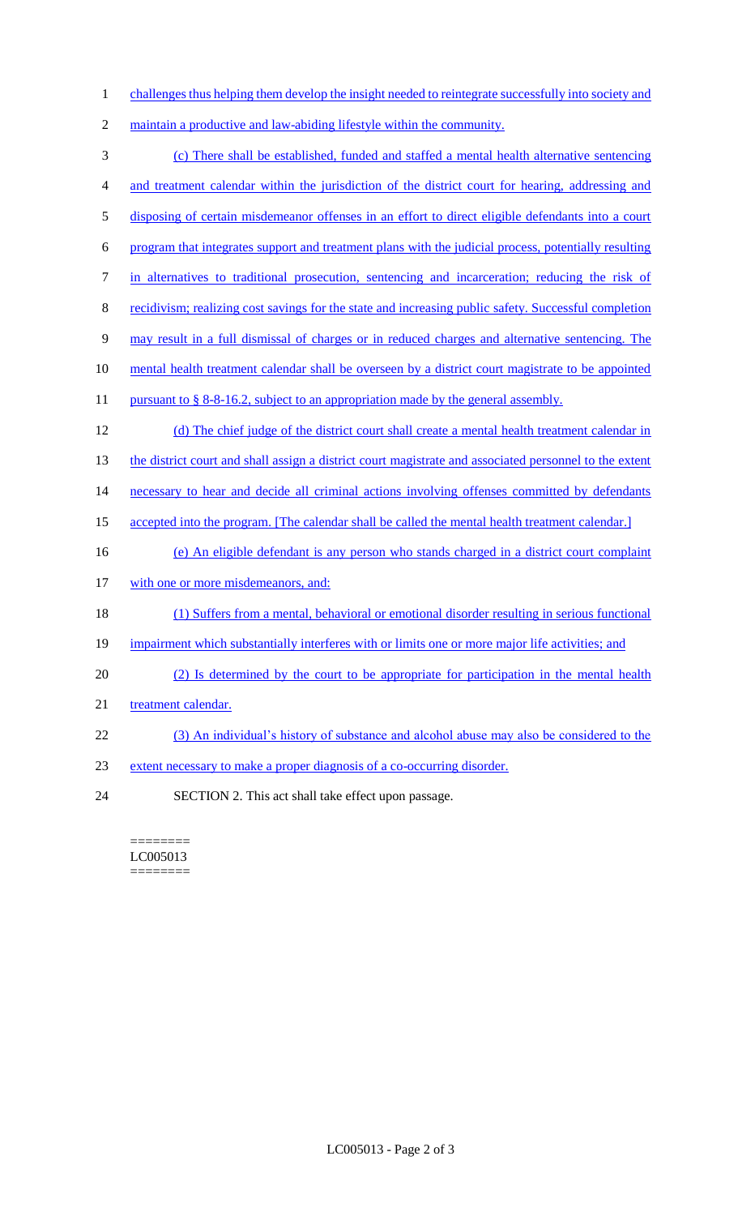challenges thus helping them develop the insight needed to reintegrate successfully into society and maintain a productive and law-abiding lifestyle within the community.

(c) There shall be established, funded and staffed a mental health alternative sentencing and treatment calendar within the jurisdiction of the district court for hearing, addressing and disposing of certain misdemeanor offenses in an effort to direct eligible defendants into a court program that integrates support and treatment plans with the judicial process, potentially resulting in alternatives to traditional prosecution, sentencing and incarceration; reducing the risk of recidivism; realizing cost savings for the state and increasing public safety. Successful completion may result in a full dismissal of charges or in reduced charges and alternative sentencing. The mental health treatment calendar shall be overseen by a district court magistrate to be appointed pursuant to § 8-8-16.2, subject to an appropriation made by the general assembly.

(d) The chief judge of the district court shall create a mental health treatment calendar in the district court and shall assign a district court magistrate and associated personnel to the extent necessary to hear and decide all criminal actions involving offenses committed by defendants accepted into the program. [The calendar shall be called the mental health treatment calendar.]

(e) An eligible defendant is any person who stands charged in a district court complaint with one or more misdemeanors, and:

(1) Suffers from a mental, behavioral or emotional disorder resulting in serious functional impairment which substantially interferes with or limits one or more major life activities; and

(2) Is determined by the court to be appropriate for participation in the mental health treatment calendar.

(3) An individual's history of substance and alcohol abuse may also be considered to the extent necessary to make a proper diagnosis of a co-occurring disorder.

SECTION 2. This act shall take effect upon passage.

========
LC005013
========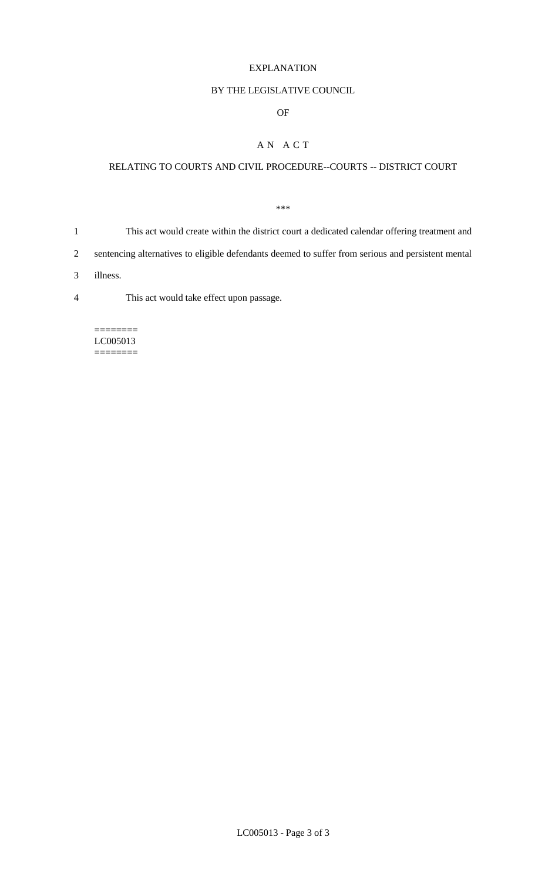EXPLANATION

BY THE LEGISLATIVE COUNCIL

OF

# A N A C T

## RELATING TO COURTS AND CIVIL PROCEDURE--COURTS -- DISTRICT COURT

\*\*\*

1 This act would create within the district court a dedicated calendar offering treatment and

2 sentencing alternatives to eligible defendants deemed to suffer from serious and persistent mental

3 illness.

4 This act would take effect upon passage.

========
LC005013
========